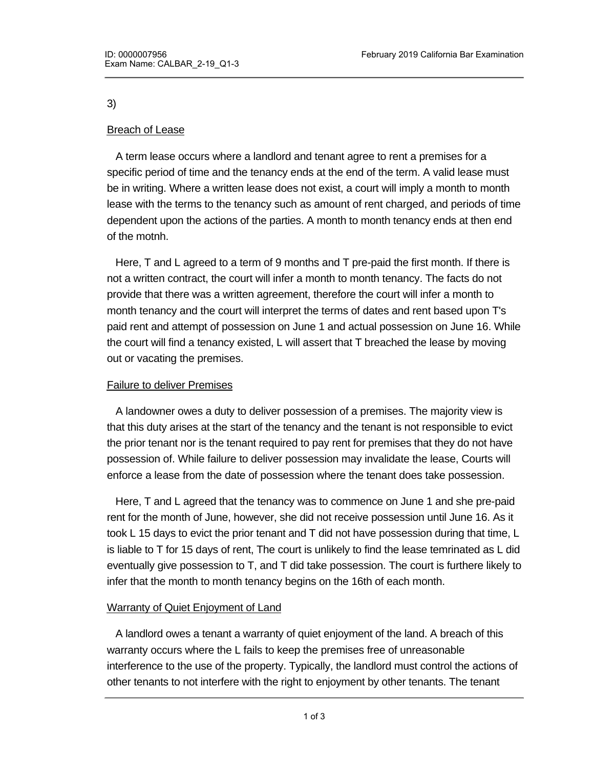3)

Breach of Lease

A term lease occurs where a landlord and tenant agree to rent a premises for a specific period of time and the tenancy ends at the end of the term. A valid lease must be in writing. Where a written lease does not exist, a court will imply a month to month lease with the terms to the tenancy such as amount of rent charged, and periods of time dependent upon the actions of the parties. A month to month tenancy ends at then end of the motnh.

Here, T and L agreed to a term of 9 months and T pre-paid the first month. If there is not a written contract, the court will infer a month to month tenancy. The facts do not provide that there was a written agreement, therefore the court will infer a month to month tenancy and the court will interpret the terms of dates and rent based upon T's paid rent and attempt of possession on June 1 and actual possession on June 16. While the court will find a tenancy existed, L will assert that T breached the lease by moving out or vacating the premises.

Failure to deliver Premises

A landowner owes a duty to deliver possession of a premises. The majority view is that this duty arises at the start of the tenancy and the tenant is not responsible to evict the prior tenant nor is the tenant required to pay rent for premises that they do not have possession of. While failure to deliver possession may invalidate the lease, Courts will enforce a lease from the date of possession where the tenant does take possession.

Here, T and L agreed that the tenancy was to commence on June 1 and she pre-paid rent for the month of June, however, she did not receive possession until June 16. As it took L 15 days to evict the prior tenant and T did not have possession during that time, L is liable to T for 15 days of rent, The court is unlikely to find the lease temrinated as L did eventually give possession to T, and T did take possession. The court is furthere likely to infer that the month to month tenancy begins on the 16th of each month.

Warranty of Quiet Enjoyment of Land

A landlord owes a tenant a warranty of quiet enjoyment of the land. A breach of this warranty occurs where the L fails to keep the premises free of unreasonable interference to the use of the property. Typically, the landlord must control the actions of other tenants to not interfere with the right to enjoyment by other tenants. The tenant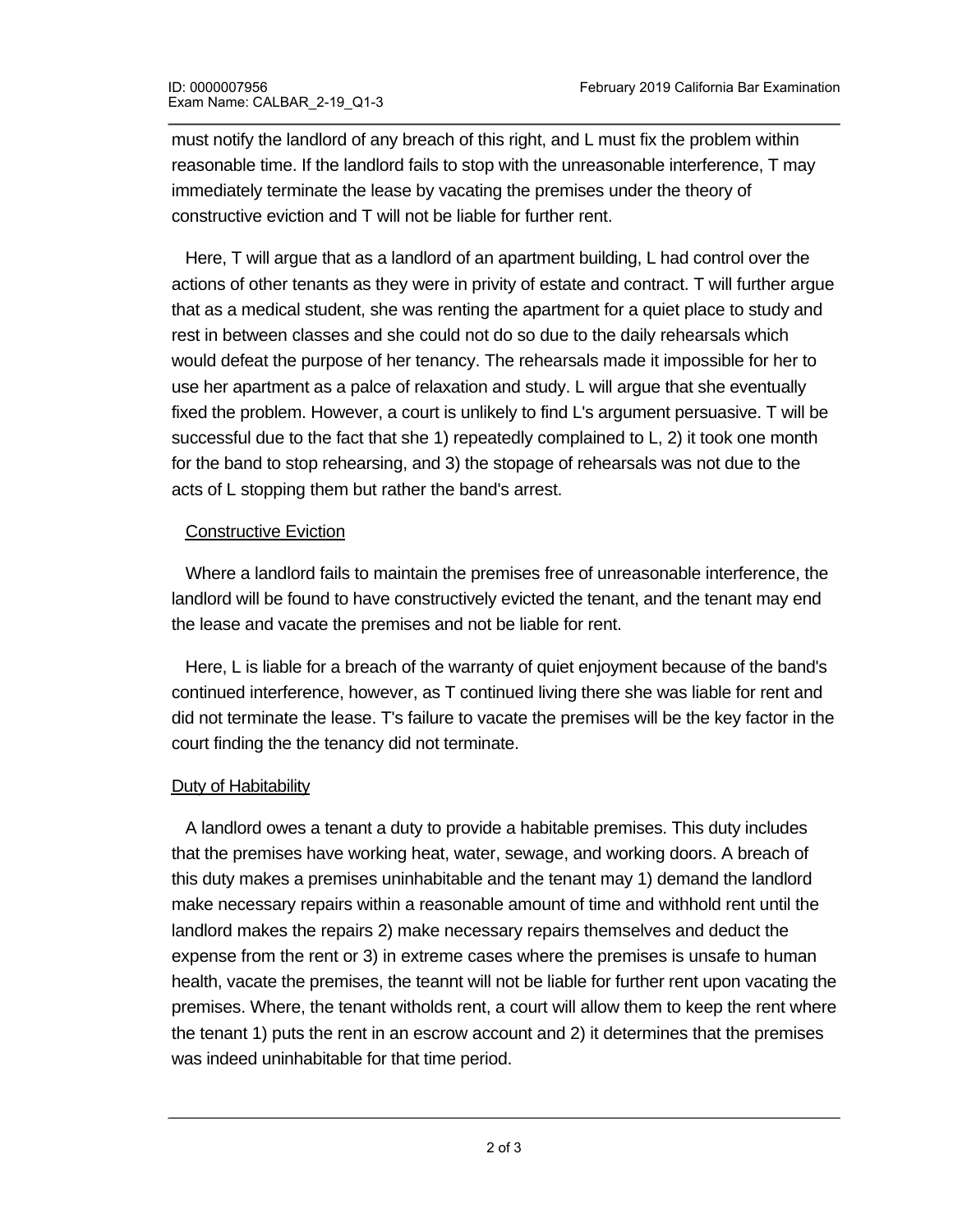must notify the landlord of any breach of this right, and L must fix the problem within reasonable time. If the landlord fails to stop with the unreasonable interference, T may immediately terminate the lease by vacating the premises under the theory of constructive eviction and T will not be liable for further rent.

Here, T will argue that as a landlord of an apartment building, L had control over the actions of other tenants as they were in privity of estate and contract. T will further argue that as a medical student, she was renting the apartment for a quiet place to study and rest in between classes and she could not do so due to the daily rehearsals which would defeat the purpose of her tenancy. The rehearsals made it impossible for her to use her apartment as a palce of relaxation and study. L will argue that she eventually fixed the problem. However, a court is unlikely to find L's argument persuasive. T will be successful due to the fact that she 1) repeatedly complained to L, 2) it took one month for the band to stop rehearsing, and 3) the stopage of rehearsals was not due to the acts of L stopping them but rather the band's arrest.

<u>Constructive Eviction</u>

Where a landlord fails to maintain the premises free of unreasonable interference, the landlord will be found to have constructively evicted the tenant, and the tenant may end the lease and vacate the premises and not be liable for rent.

Here, L is liable for a breach of the warranty of quiet enjoyment because of the band's continued interference, however, as T continued living there she was liable for rent and did not terminate the lease. T's failure to vacate the premises will be the key factor in the court finding the the tenancy did not terminate.

<u>Duty of Habitability</u>

A landlord owes a tenant a duty to provide a habitable premises. This duty includes that the premises have working heat, water, sewage, and working doors. A breach of this duty makes a premises uninhabitable and the tenant may 1) demand the landlord make necessary repairs within a reasonable amount of time and withhold rent until the landlord makes the repairs 2) make necessary repairs themselves and deduct the expense from the rent or 3) in extreme cases where the premises is unsafe to human health, vacate the premises, the teannt will not be liable for further rent upon vacating the premises. Where, the tenant witholds rent, a court will allow them to keep the rent where the tenant 1) puts the rent in an escrow account and 2) it determines that the premises was indeed uninhabitable for that time period.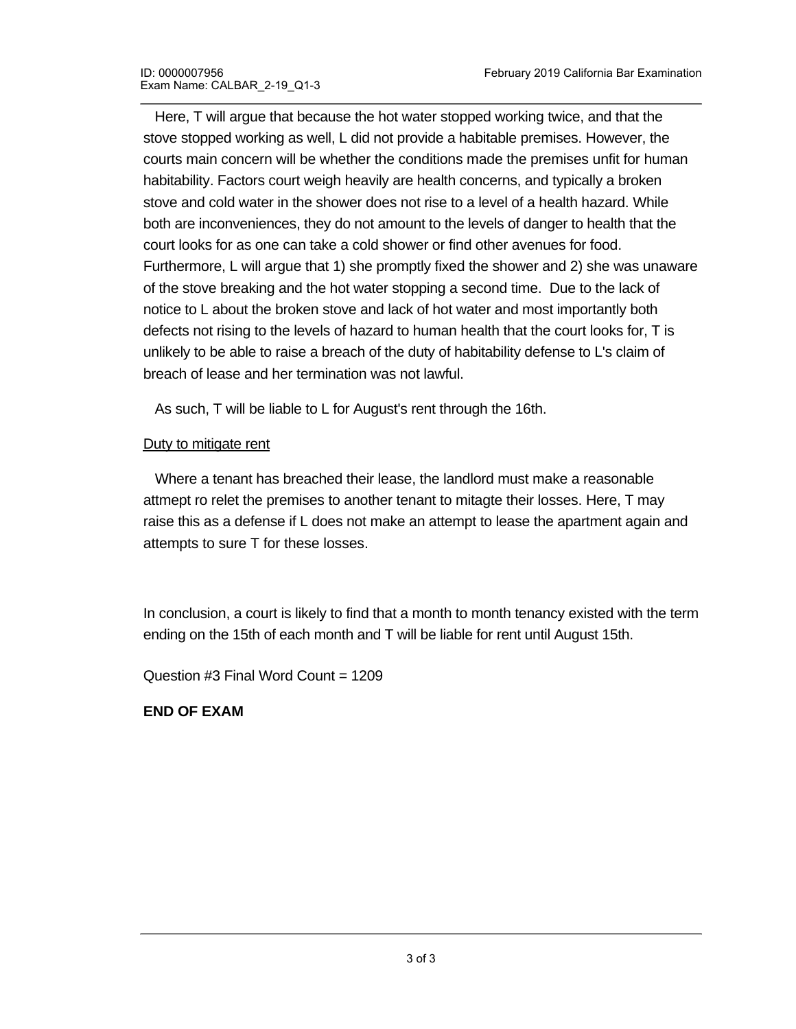Here, T will argue that because the hot water stopped working twice, and that the stove stopped working as well, L did not provide a habitable premises. However, the courts main concern will be whether the conditions made the premises unfit for human habitability. Factors court weigh heavily are health concerns, and typically a broken stove and cold water in the shower does not rise to a level of a health hazard. While both are inconveniences, they do not amount to the levels of danger to health that the court looks for as one can take a cold shower or find other avenues for food. Furthermore, L will argue that 1) she promptly fixed the shower and 2) she was unaware of the stove breaking and the hot water stopping a second time. Due to the lack of notice to L about the broken stove and lack of hot water and most importantly both defects not rising to the levels of hazard to human health that the court looks for, T is unlikely to be able to raise a breach of the duty of habitability defense to L's claim of breach of lease and her termination was not lawful.

As such, T will be liable to L for August's rent through the 16th.

Duty to mitigate rent

Where a tenant has breached their lease, the landlord must make a reasonable attmept ro relet the premises to another tenant to mitagte their losses. Here, T may raise this as a defense if L does not make an attempt to lease the apartment again and attempts to sure T for these losses.

In conclusion, a court is likely to find that a month to month tenancy existed with the term ending on the 15th of each month and T will be liable for rent until August 15th.

Question #3 Final Word Count = 1209

**END OF EXAM**